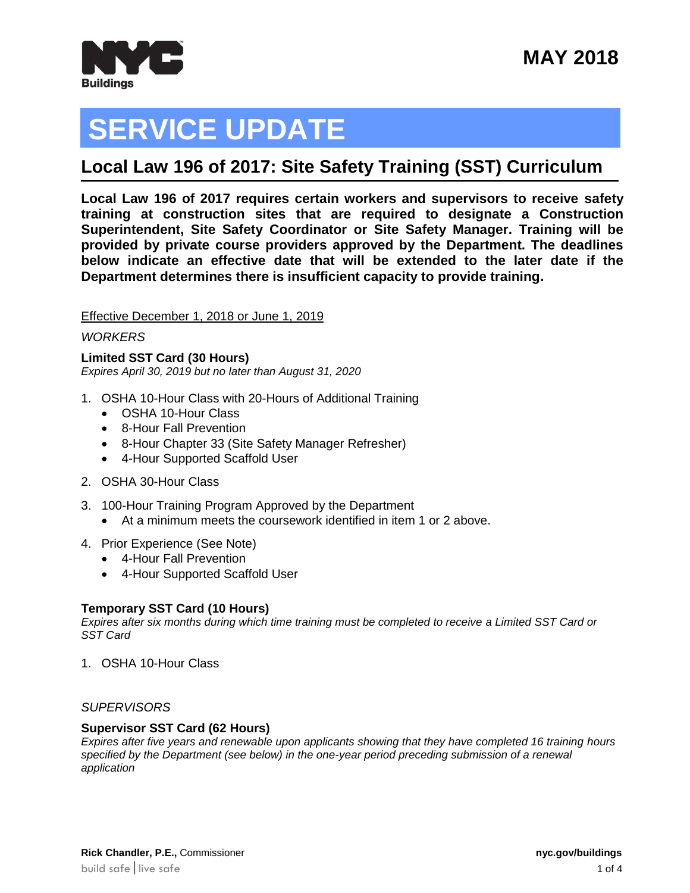MAY 2018

# SERVICE UPDATE

## Local Law 196 of 2017: Site Safety Training (SST) Curriculum

**Local Law 196 of 2017 requires certain workers and supervisors to receive safety training at construction sites that are required to designate a Construction Superintendent, Site Safety Coordinator or Site Safety Manager. Training will be provided by private course providers approved by the Department. The deadlines below indicate an effective date that will be extended to the later date if the Department determines there is insufficient capacity to provide training.**

<u>Effective December 1, 2018 or June 1, 2019</u>

*WORKERS*

**Limited SST Card (30 Hours)**
*Expires April 30, 2019 but no later than August 31, 2020*

1. OSHA 10-Hour Class with 20-Hours of Additional Training
   - OSHA 10-Hour Class
   - 8-Hour Fall Prevention
   - 8-Hour Chapter 33 (Site Safety Manager Refresher)
   - 4-Hour Supported Scaffold User
2. OSHA 30-Hour Class
3. 100-Hour Training Program Approved by the Department
   - At a minimum meets the coursework identified in item 1 or 2 above.
4. Prior Experience (See Note)
   - 4-Hour Fall Prevention
   - 4-Hour Supported Scaffold User

**Temporary SST Card (10 Hours)**
*Expires after six months during which time training must be completed to receive a Limited SST Card or SST Card*

1. OSHA 10-Hour Class

*SUPERVISORS*

**Supervisor SST Card (62 Hours)**
*Expires after five years and renewable upon applicants showing that they have completed 16 training hours specified by the Department (see below) in the one-year period preceding submission of a renewal application*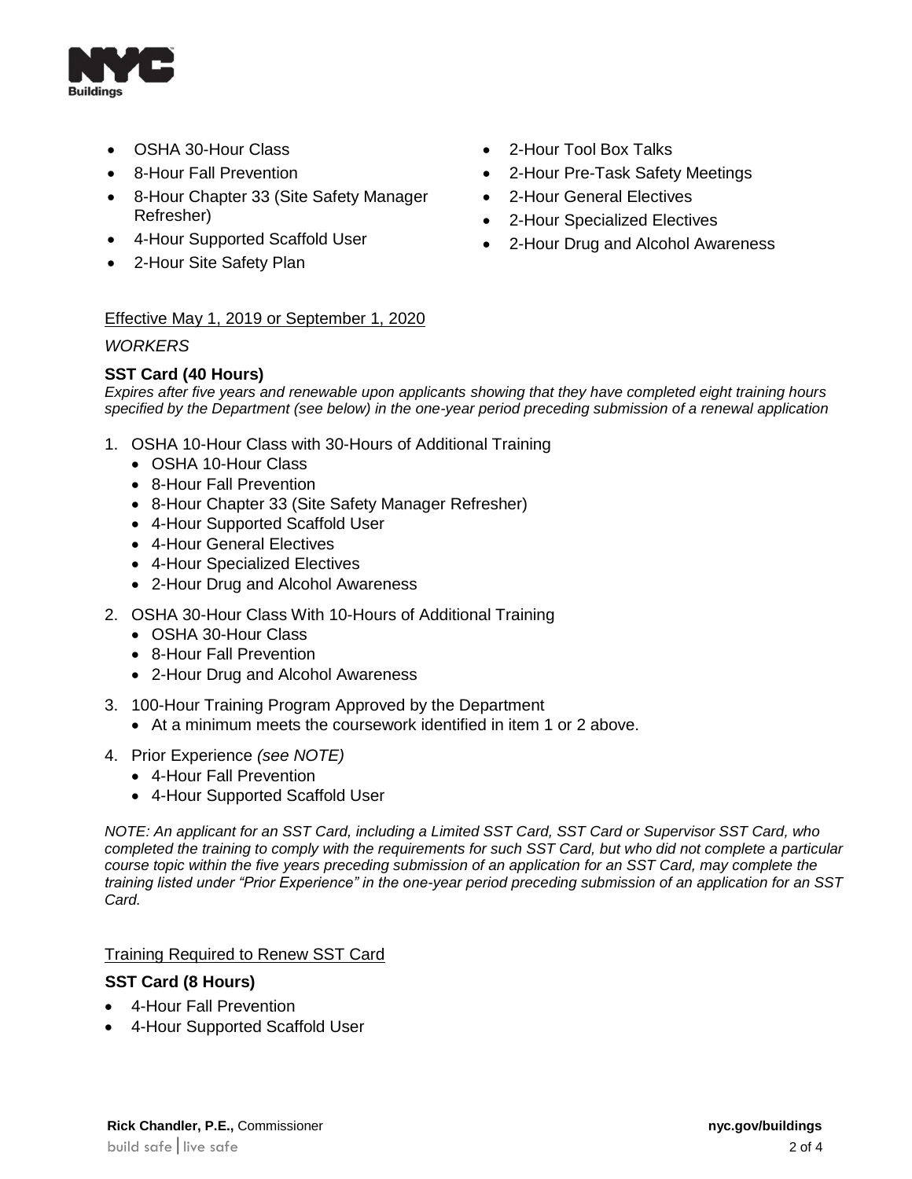- OSHA 30-Hour Class
- 8-Hour Fall Prevention
- 8-Hour Chapter 33 (Site Safety Manager Refresher)
- 4-Hour Supported Scaffold User
- 2-Hour Site Safety Plan
- 2-Hour Tool Box Talks
- 2-Hour Pre-Task Safety Meetings
- 2-Hour General Electives
- 2-Hour Specialized Electives
- 2-Hour Drug and Alcohol Awareness

<u>Effective May 1, 2019 or September 1, 2020</u>

*WORKERS*

**SST Card (40 Hours)**

*Expires after five years and renewable upon applicants showing that they have completed eight training hours specified by the Department (see below) in the one-year period preceding submission of a renewal application*

1. OSHA 10-Hour Class with 30-Hours of Additional Training
   - OSHA 10-Hour Class
   - 8-Hour Fall Prevention
   - 8-Hour Chapter 33 (Site Safety Manager Refresher)
   - 4-Hour Supported Scaffold User
   - 4-Hour General Electives
   - 4-Hour Specialized Electives
   - 2-Hour Drug and Alcohol Awareness
2. OSHA 30-Hour Class With 10-Hours of Additional Training
   - OSHA 30-Hour Class
   - 8-Hour Fall Prevention
   - 2-Hour Drug and Alcohol Awareness
3. 100-Hour Training Program Approved by the Department
   - At a minimum meets the coursework identified in item 1 or 2 above.
4. Prior Experience *(see NOTE)*
   - 4-Hour Fall Prevention
   - 4-Hour Supported Scaffold User

*NOTE: An applicant for an SST Card, including a Limited SST Card, SST Card or Supervisor SST Card, who completed the training to comply with the requirements for such SST Card, but who did not complete a particular course topic within the five years preceding submission of an application for an SST Card, may complete the training listed under "Prior Experience" in the one-year period preceding submission of an application for an SST Card.*

<u>Training Required to Renew SST Card</u>

**SST Card (8 Hours)**

- 4-Hour Fall Prevention
- 4-Hour Supported Scaffold User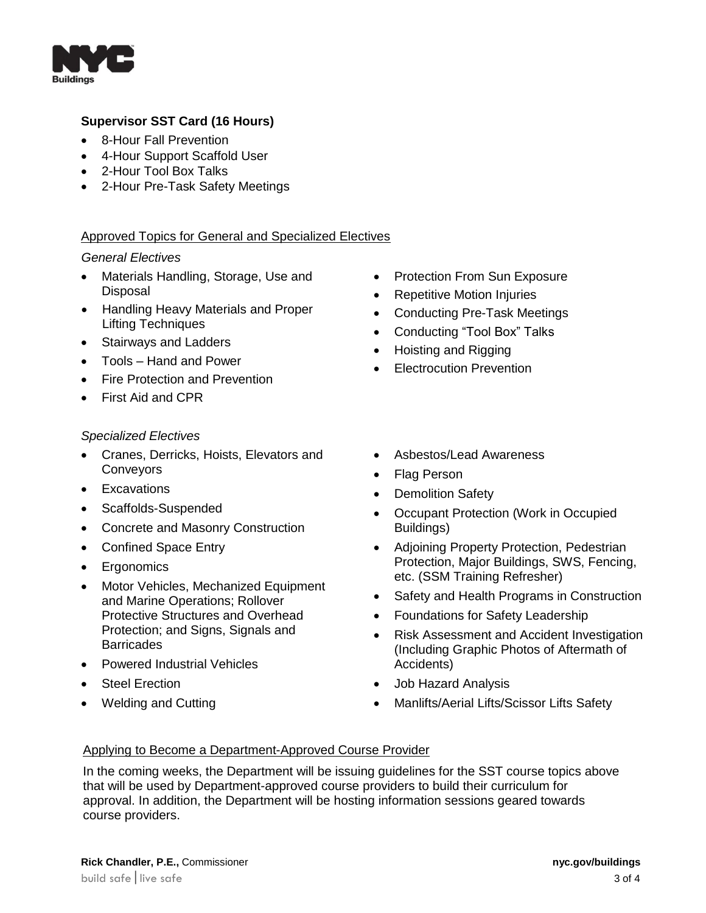**Supervisor SST Card (16 Hours)**

- 8-Hour Fall Prevention
- 4-Hour Support Scaffold User
- 2-Hour Tool Box Talks
- 2-Hour Pre-Task Safety Meetings

Approved Topics for General and Specialized Electives

*General Electives*

- Materials Handling, Storage, Use and Disposal
- Handling Heavy Materials and Proper Lifting Techniques
- Stairways and Ladders
- Tools – Hand and Power
- Fire Protection and Prevention
- First Aid and CPR
- Protection From Sun Exposure
- Repetitive Motion Injuries
- Conducting Pre-Task Meetings
- Conducting "Tool Box" Talks
- Hoisting and Rigging
- Electrocution Prevention

*Specialized Electives*

- Cranes, Derricks, Hoists, Elevators and Conveyors
- Excavations
- Scaffolds-Suspended
- Concrete and Masonry Construction
- Confined Space Entry
- Ergonomics
- Motor Vehicles, Mechanized Equipment and Marine Operations; Rollover Protective Structures and Overhead Protection; and Signs, Signals and Barricades
- Powered Industrial Vehicles
- Steel Erection
- Welding and Cutting
- Asbestos/Lead Awareness
- Flag Person
- Demolition Safety
- Occupant Protection (Work in Occupied Buildings)
- Adjoining Property Protection, Pedestrian Protection, Major Buildings, SWS, Fencing, etc. (SSM Training Refresher)
- Safety and Health Programs in Construction
- Foundations for Safety Leadership
- Risk Assessment and Accident Investigation (Including Graphic Photos of Aftermath of Accidents)
- Job Hazard Analysis
- Manlifts/Aerial Lifts/Scissor Lifts Safety

Applying to Become a Department-Approved Course Provider

In the coming weeks, the Department will be issuing guidelines for the SST course topics above that will be used by Department-approved course providers to build their curriculum for approval. In addition, the Department will be hosting information sessions geared towards course providers.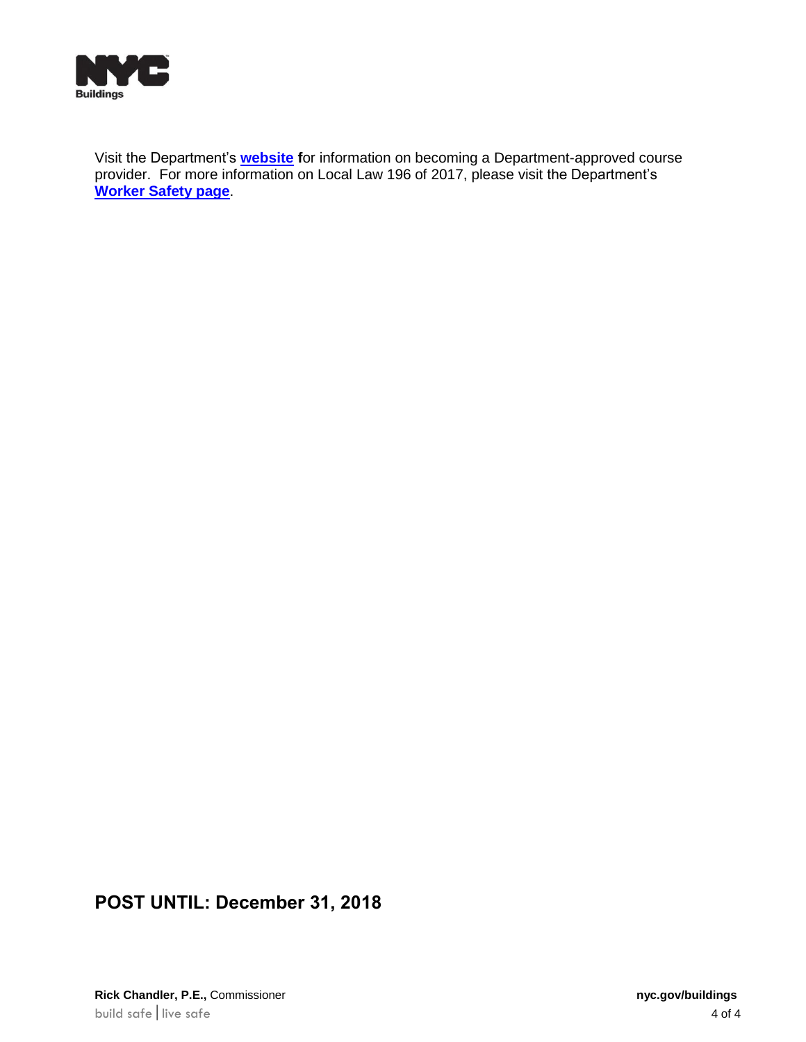Visit the Department's **website** for information on becoming a Department-approved course provider. For more information on Local Law 196 of 2017, please visit the Department's **Worker Safety page**.

## POST UNTIL: December 31, 2018